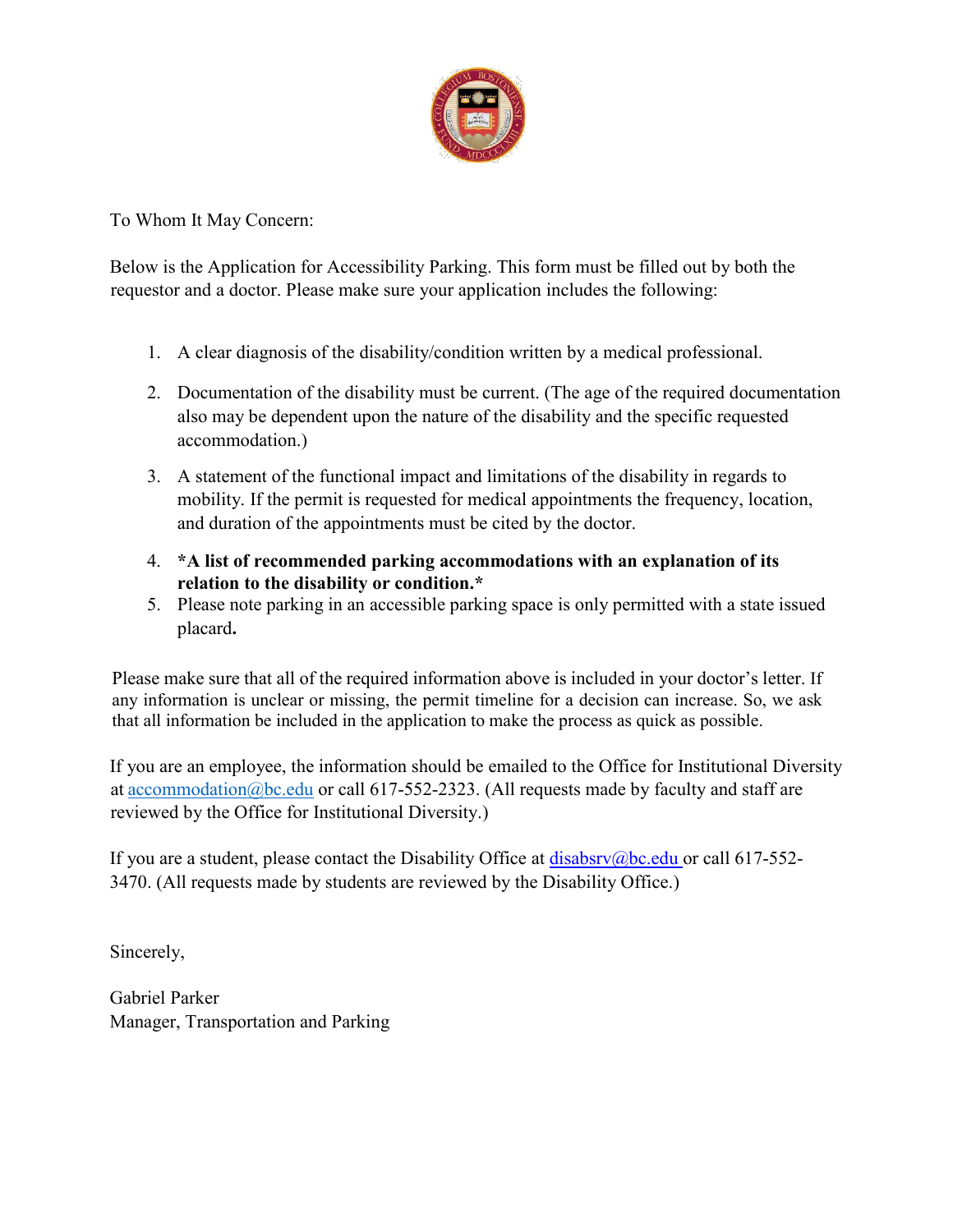To Whom It May Concern:

Below is the Application for Accessibility Parking. This form must be filled out by both the requestor and a doctor. Please make sure your application includes the following:

1. A clear diagnosis of the disability/condition written by a medical professional.
2. Documentation of the disability must be current. (The age of the required documentation also may be dependent upon the nature of the disability and the specific requested accommodation.)
3. A statement of the functional impact and limitations of the disability in regards to mobility. If the permit is requested for medical appointments the frequency, location, and duration of the appointments must be cited by the doctor.
4. ***A list of recommended parking accommodations with an explanation of its relation to the disability or condition.***
5. Please note parking in an accessible parking space is only permitted with a state issued placard**.**

Please make sure that all of the required information above is included in your doctor's letter. If any information is unclear or missing, the permit timeline for a decision can increase. So, we ask that all information be included in the application to make the process as quick as possible.

If you are an employee, the information should be emailed to the Office for Institutional Diversity at accommodation@bc.edu or call 617-552-2323. (All requests made by faculty and staff are reviewed by the Office for Institutional Diversity.)

If you are a student, please contact the Disability Office at disabsrv@bc.edu or call 617-552-3470. (All requests made by students are reviewed by the Disability Office.)

Sincerely,

Gabriel Parker
Manager, Transportation and Parking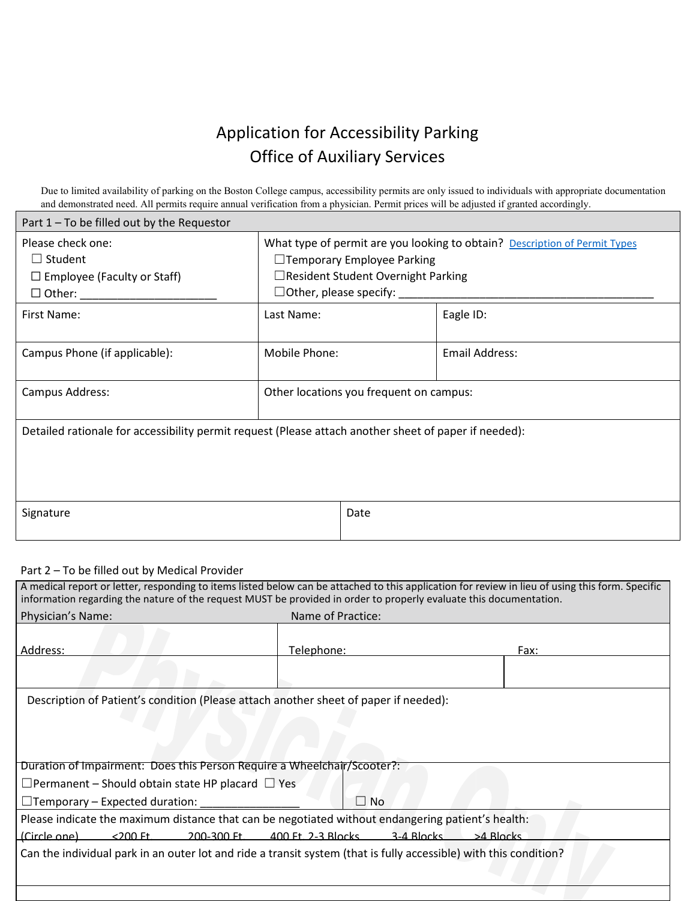# Application for Accessibility Parking

## Office of Auxiliary Services

Due to limited availability of parking on the Boston College campus, accessibility permits are only issued to individuals with appropriate documentation and demonstrated need. All permits require annual verification from a physician. Permit prices will be adjusted if granted accordingly.

| Part 1 – To be filled out by the Requestor | | |
|---|---|---|
| Please check one:<br>☐ Student<br>☐ Employee (Faculty or Staff)<br>☐ Other: ______________________ | What type of permit are you looking to obtain? [Description of Permit Types]()<br>☐Temporary Employee Parking<br>☐Resident Student Overnight Parking<br>☐Other, please specify: ___________________________________________ | |
| First Name: | Last Name: | Eagle ID: |
| Campus Phone (if applicable): | Mobile Phone: | Email Address: |
| Campus Address: | Other locations you frequent on campus: | |
| Detailed rationale for accessibility permit request (Please attach another sheet of paper if needed): | | |
| Signature | Date | |

Part 2 – To be filled out by Medical Provider

| A medical report or letter, responding to items listed below can be attached to this application for review in lieu of using this form. Specific information regarding the nature of the request MUST be provided in order to properly evaluate this documentation. | | |
|---|---|---|
| Physician's Name: | Name of Practice: | |
| Address: | Telephone: | Fax: |
| Description of Patient's condition (Please attach another sheet of paper if needed): | | |
| Duration of Impairment:<br>☐Permanent – Should obtain state HP placard<br>☐Temporary – Expected duration: ________________ | Does this Person Require a Wheelchair/Scooter?:<br>☐ Yes<br>☐ No | |
| Please indicate the maximum distance that can be negotiated without endangering patient's health:<br>(Circle one) <200 Ft 200-300 Ft 400 Ft 2-3 Blocks 3-4 Blocks >4 Blocks | | |
| Can the individual park in an outer lot and ride a transit system (that is fully accessible) with this condition? | | |

Physician Only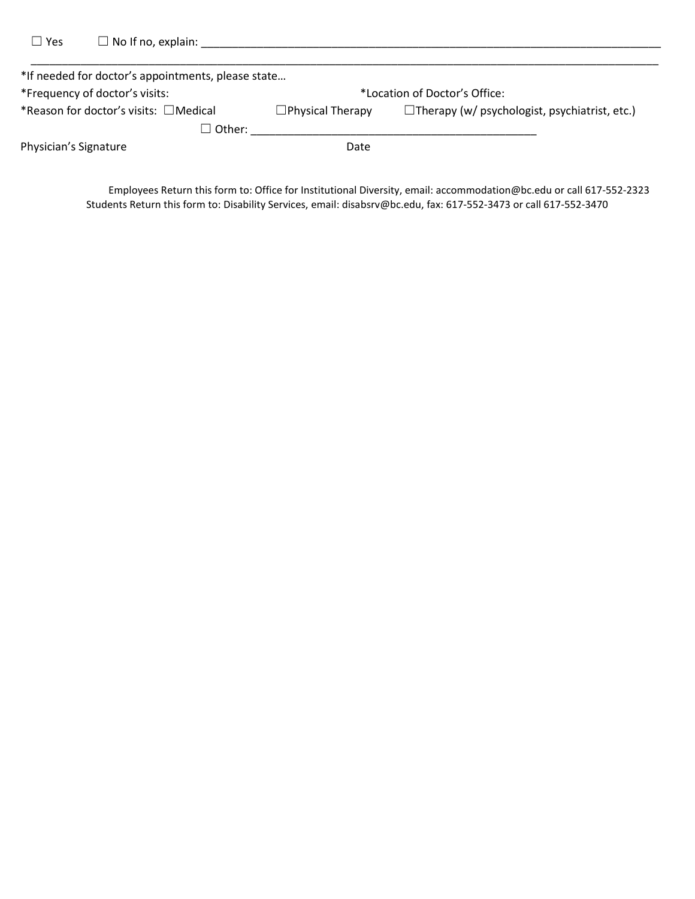☐ Yes ☐ No If no, explain: ______________________________________________________________________________

___________________________________________________________________________________________________

*If needed for doctor's appointments, please state…

*Frequency of doctor's visits: *Location of Doctor's Office:

*Reason for doctor's visits: ☐Medical ☐Physical Therapy ☐Therapy (w/ psychologist, psychiatrist, etc.)

☐ Other: ______________________________________________

Physician's Signature Date

Employees Return this form to: Office for Institutional Diversity, email: accommodation@bc.edu or call 617-552-2323

Students Return this form to: Disability Services, email: disabsrv@bc.edu, fax: 617-552-3473 or call 617-552-3470